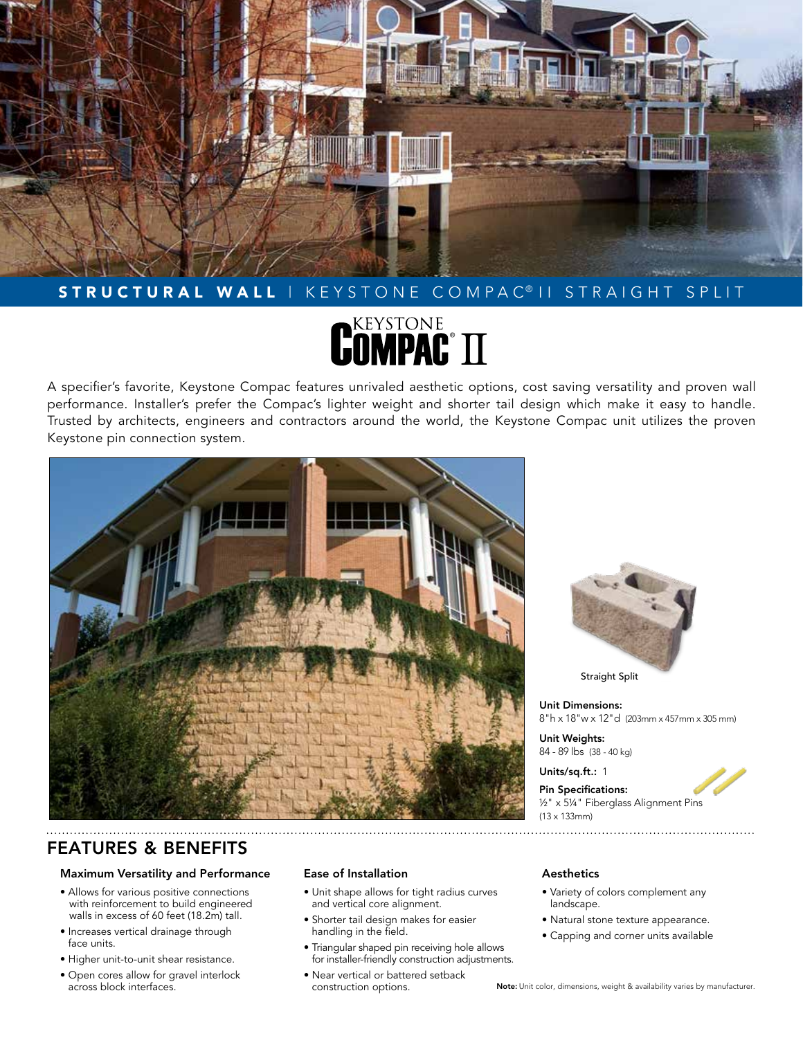**STRUCTURAL WALL** | KEYSTONE COMPAC® II STRAIGHT SPLIT

# KEYSTONE COMPAC® II

A specifier's favorite, Keystone Compac features unrivaled aesthetic options, cost saving versatility and proven wall performance. Installer's prefer the Compac's lighter weight and shorter tail design which make it easy to handle. Trusted by architects, engineers and contractors around the world, the Keystone Compac unit utilizes the proven Keystone pin connection system.

Straight Split

**Unit Dimensions:**
8"h x 18"w x 12"d (203mm x 457mm x 305 mm)

**Unit Weights:**
84 - 89 lbs (38 - 40 kg)

**Units/sq.ft.:** 1

**Pin Specifications:**
½" x 5¼" Fiberglass Alignment Pins (13 x 133mm)

## FEATURES & BENEFITS

### Maximum Versatility and Performance

- Allows for various positive connections with reinforcement to build engineered walls in excess of 60 feet (18.2m) tall.
- Increases vertical drainage through face units.
- Higher unit-to-unit shear resistance.
- Open cores allow for gravel interlock across block interfaces.

### Ease of Installation

- Unit shape allows for tight radius curves and vertical core alignment.
- Shorter tail design makes for easier handling in the field.
- Triangular shaped pin receiving hole allows for installer-friendly construction adjustments.
- Near vertical or battered setback construction options.

### Aesthetics

- Variety of colors complement any landscape.
- Natural stone texture appearance.
- Capping and corner units available

**Note:** Unit color, dimensions, weight & availability varies by manufacturer.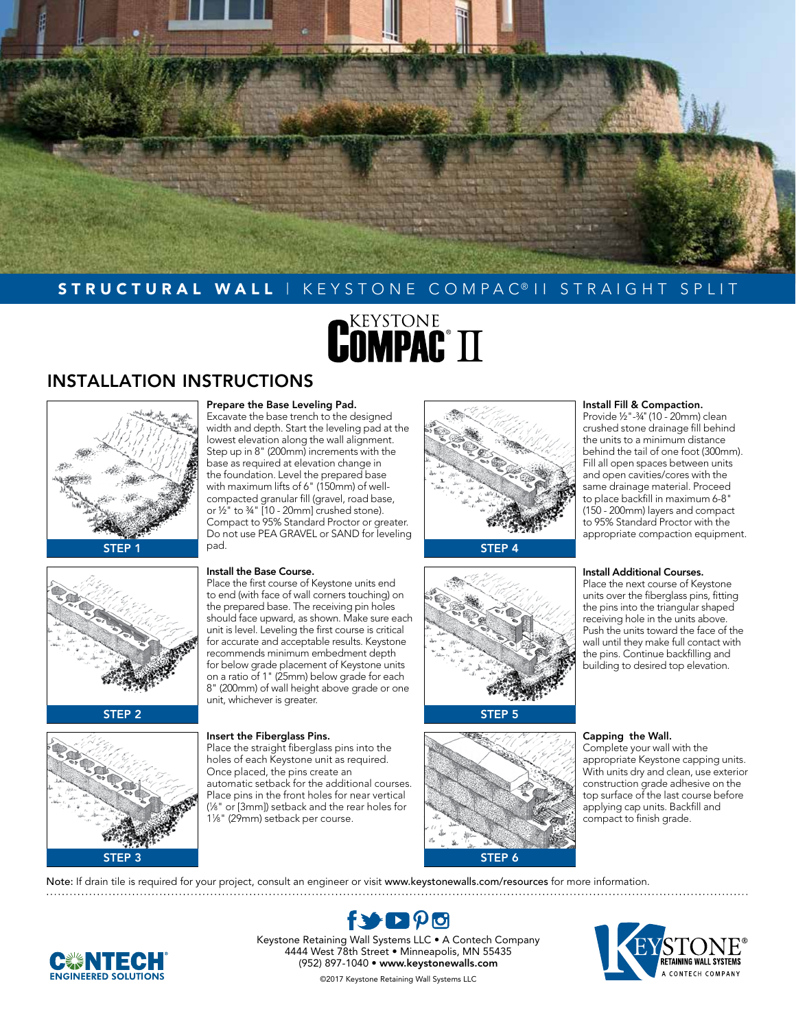STRUCTURAL WALL | KEYSTONE COMPAC® II STRAIGHT SPLIT

KEYSTONE COMPAC® II

## INSTALLATION INSTRUCTIONS

STEP 1

**Prepare the Base Leveling Pad.**
Excavate the base trench to the designed width and depth. Start the leveling pad at the lowest elevation along the wall alignment. Step up in 8" (200mm) increments with the base as required at elevation change in the foundation. Level the prepared base with maximum lifts of 6" (150mm) of well-compacted granular fill (gravel, road base, or ½" to ¾" [10 - 20mm] crushed stone). Compact to 95% Standard Proctor or greater. Do not use PEA GRAVEL or SAND for leveling pad.

STEP 2

**Install the Base Course.**
Place the first course of Keystone units end to end (with face of wall corners touching) on the prepared base. The receiving pin holes should face upward, as shown. Make sure each unit is level. Leveling the first course is critical for accurate and acceptable results. Keystone recommends minimum embedment depth for below grade placement of Keystone units on a ratio of 1" (25mm) below grade for each 8" (200mm) of wall height above grade or one unit, whichever is greater.

STEP 3

**Insert the Fiberglass Pins.**
Place the straight fiberglass pins into the holes of each Keystone unit as required. Once placed, the pins create an automatic setback for the additional courses. Place pins in the front holes for near vertical (⅛" or [3mm]) setback and the rear holes for 1⅛" (29mm) setback per course.

STEP 4

**Install Fill & Compaction.**
Provide ½"-¾" (10 - 20mm) clean crushed stone drainage fill behind the units to a minimum distance behind the tail of one foot (300mm). Fill all open spaces between units and open cavities/cores with the same drainage material. Proceed to place backfill in maximum 6-8" (150 - 200mm) layers and compact to 95% Standard Proctor with the appropriate compaction equipment.

STEP 5

**Install Additional Courses.**
Place the next course of Keystone units over the fiberglass pins, fitting the pins into the triangular shaped receiving hole in the units above. Push the units toward the face of the wall until they make full contact with the pins. Continue backfilling and building to desired top elevation.

STEP 6

**Capping the Wall.**
Complete your wall with the appropriate Keystone capping units. With units dry and clean, use exterior construction grade adhesive on the top surface of the last course before applying cap units. Backfill and compact to finish grade.

Note: If drain tile is required for your project, consult an engineer or visit www.keystonewalls.com/resources for more information.

CONTECH ENGINEERED SOLUTIONS

Keystone Retaining Wall Systems LLC • A Contech Company
4444 West 78th Street • Minneapolis, MN 55435
(952) 897-1040 • **www.keystonewalls.com**

©2017 Keystone Retaining Wall Systems LLC

KEYSTONE® RETAINING WALL SYSTEMS A CONTECH COMPANY